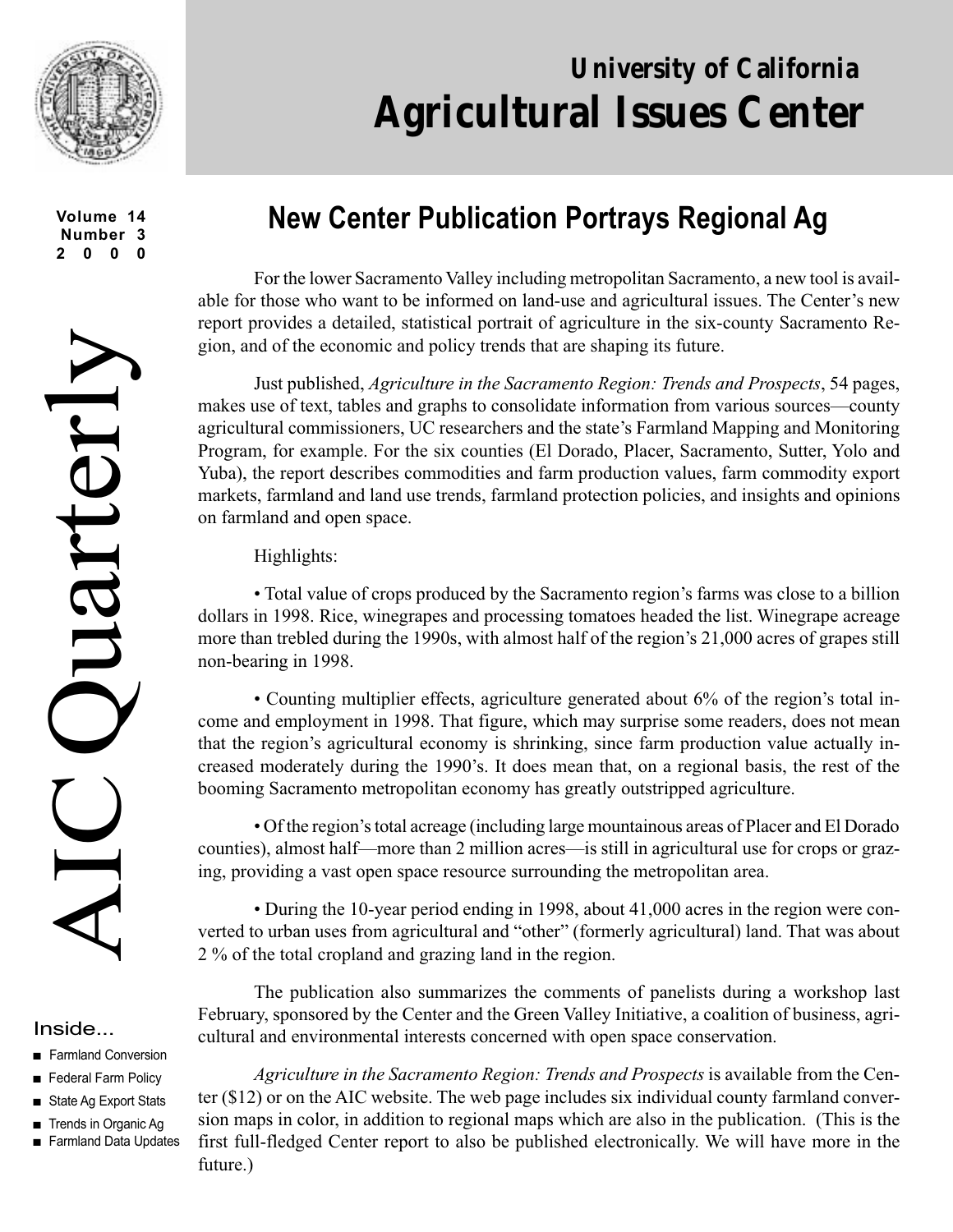# University of California
# Agricultural Issues Center

# AIC Quarterly

Volume 14
Number 3
2000

## New Center Publication Portrays Regional Ag

For the lower Sacramento Valley including metropolitan Sacramento, a new tool is available for those who want to be informed on land-use and agricultural issues. The Center's new report provides a detailed, statistical portrait of agriculture in the six-county Sacramento Region, and of the economic and policy trends that are shaping its future.

Just published, *Agriculture in the Sacramento Region: Trends and Prospects*, 54 pages, makes use of text, tables and graphs to consolidate information from various sources—county agricultural commissioners, UC researchers and the state's Farmland Mapping and Monitoring Program, for example. For the six counties (El Dorado, Placer, Sacramento, Sutter, Yolo and Yuba), the report describes commodities and farm production values, farm commodity export markets, farmland and land use trends, farmland protection policies, and insights and opinions on farmland and open space.

Highlights:

• Total value of crops produced by the Sacramento region's farms was close to a billion dollars in 1998. Rice, winegrapes and processing tomatoes headed the list. Winegrape acreage more than trebled during the 1990s, with almost half of the region's 21,000 acres of grapes still non-bearing in 1998.

• Counting multiplier effects, agriculture generated about 6% of the region's total income and employment in 1998. That figure, which may surprise some readers, does not mean that the region's agricultural economy is shrinking, since farm production value actually increased moderately during the 1990's. It does mean that, on a regional basis, the rest of the booming Sacramento metropolitan economy has greatly outstripped agriculture.

• Of the region's total acreage (including large mountainous areas of Placer and El Dorado counties), almost half—more than 2 million acres—is still in agricultural use for crops or grazing, providing a vast open space resource surrounding the metropolitan area.

• During the 10-year period ending in 1998, about 41,000 acres in the region were converted to urban uses from agricultural and "other" (formerly agricultural) land. That was about 2 % of the total cropland and grazing land in the region.

The publication also summarizes the comments of panelists during a workshop last February, sponsored by the Center and the Green Valley Initiative, a coalition of business, agricultural and environmental interests concerned with open space conservation.

*Agriculture in the Sacramento Region: Trends and Prospects* is available from the Center ($12) or on the AIC website. The web page includes six individual county farmland conversion maps in color, in addition to regional maps which are also in the publication. (This is the first full-fledged Center report to also be published electronically. We will have more in the future.)

### Inside...

- Farmland Conversion
- Federal Farm Policy
- State Ag Export Stats
- Trends in Organic Ag
- Farmland Data Updates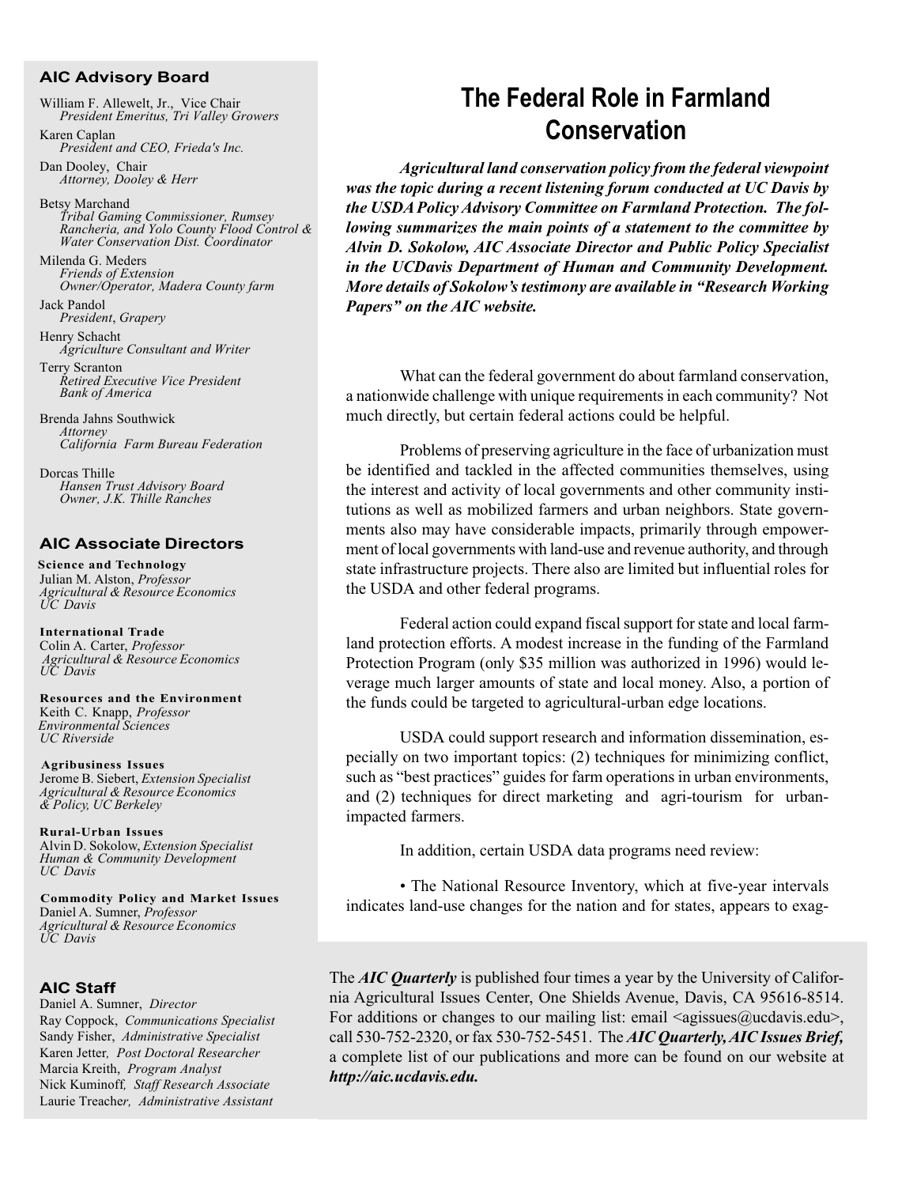# The Federal Role in Farmland Conservation

***Agricultural land conservation policy from the federal viewpoint was the topic during a recent listening forum conducted at UC Davis by the USDA Policy Advisory Committee on Farmland Protection. The following summarizes the main points of a statement to the committee by Alvin D. Sokolow, AIC Associate Director and Public Policy Specialist in the UCDavis Department of Human and Community Development. More details of Sokolow's testimony are available in "Research Working Papers" on the AIC website.***

What can the federal government do about farmland conservation, a nationwide challenge with unique requirements in each community? Not much directly, but certain federal actions could be helpful.

Problems of preserving agriculture in the face of urbanization must be identified and tackled in the affected communities themselves, using the interest and activity of local governments and other community institutions as well as mobilized farmers and urban neighbors. State governments also may have considerable impacts, primarily through empowerment of local governments with land-use and revenue authority, and through state infrastructure projects. There also are limited but influential roles for the USDA and other federal programs.

Federal action could expand fiscal support for state and local farmland protection efforts. A modest increase in the funding of the Farmland Protection Program (only $35 million was authorized in 1996) would leverage much larger amounts of state and local money. Also, a portion of the funds could be targeted to agricultural-urban edge locations.

USDA could support research and information dissemination, especially on two important topics: (2) techniques for minimizing conflict, such as "best practices" guides for farm operations in urban environments, and (2) techniques for direct marketing and agri-tourism for urban-impacted farmers.

In addition, certain USDA data programs need review:

• The National Resource Inventory, which at five-year intervals indicates land-use changes for the nation and for states, appears to exag-

---

## AIC Advisory Board

William F. Allewelt, Jr., Vice Chair
*President Emeritus, Tri Valley Growers*

Karen Caplan
*President and CEO, Frieda's Inc.*

Dan Dooley, Chair
*Attorney, Dooley & Herr*

Betsy Marchand
*Tribal Gaming Commissioner, Rumsey Rancheria, and Yolo County Flood Control & Water Conservation Dist. Coordinator*

Milenda G. Meders
*Friends of Extension*
*Owner/Operator, Madera County farm*

Jack Pandol
*President, Grapery*

Henry Schacht
*Agriculture Consultant and Writer*

Terry Scranton
*Retired Executive Vice President*
*Bank of America*

Brenda Jahns Southwick
*Attorney*
*California Farm Bureau Federation*

Dorcas Thille
*Hansen Trust Advisory Board*
*Owner, J.K. Thille Ranches*

## AIC Associate Directors

**Science and Technology**
Julian M. Alston, *Professor*
*Agricultural & Resource Economics*
*UC Davis*

**International Trade**
Colin A. Carter, *Professor*
*Agricultural & Resource Economics*
*UC Davis*

**Resources and the Environment**
Keith C. Knapp, *Professor*
*Environmental Sciences*
*UC Riverside*

**Agribusiness Issues**
Jerome B. Siebert, *Extension Specialist*
*Agricultural & Resource Economics & Policy, UC Berkeley*

**Rural-Urban Issues**
Alvin D. Sokolow, *Extension Specialist*
*Human & Community Development*
*UC Davis*

**Commodity Policy and Market Issues**
Daniel A. Sumner, *Professor*
*Agricultural & Resource Economics*
*UC Davis*

## AIC Staff

Daniel A. Sumner, *Director*
Ray Coppock, *Communications Specialist*
Sandy Fisher, *Administrative Specialist*
Karen Jetter, *Post Doctoral Researcher*
Marcia Kreith, *Program Analyst*
Nick Kuminoff, *Staff Research Associate*
Laurie Treacher, *Administrative Assistant*

---

The ***AIC Quarterly*** is published four times a year by the University of California Agricultural Issues Center, One Shields Avenue, Davis, CA 95616-8514. For additions or changes to our mailing list: email <agissues@ucdavis.edu>, call 530-752-2320, or fax 530-752-5451. The ***AIC Quarterly, AIC Issues Brief,*** a complete list of our publications and more can be found on our website at ***http://aic.ucdavis.edu.***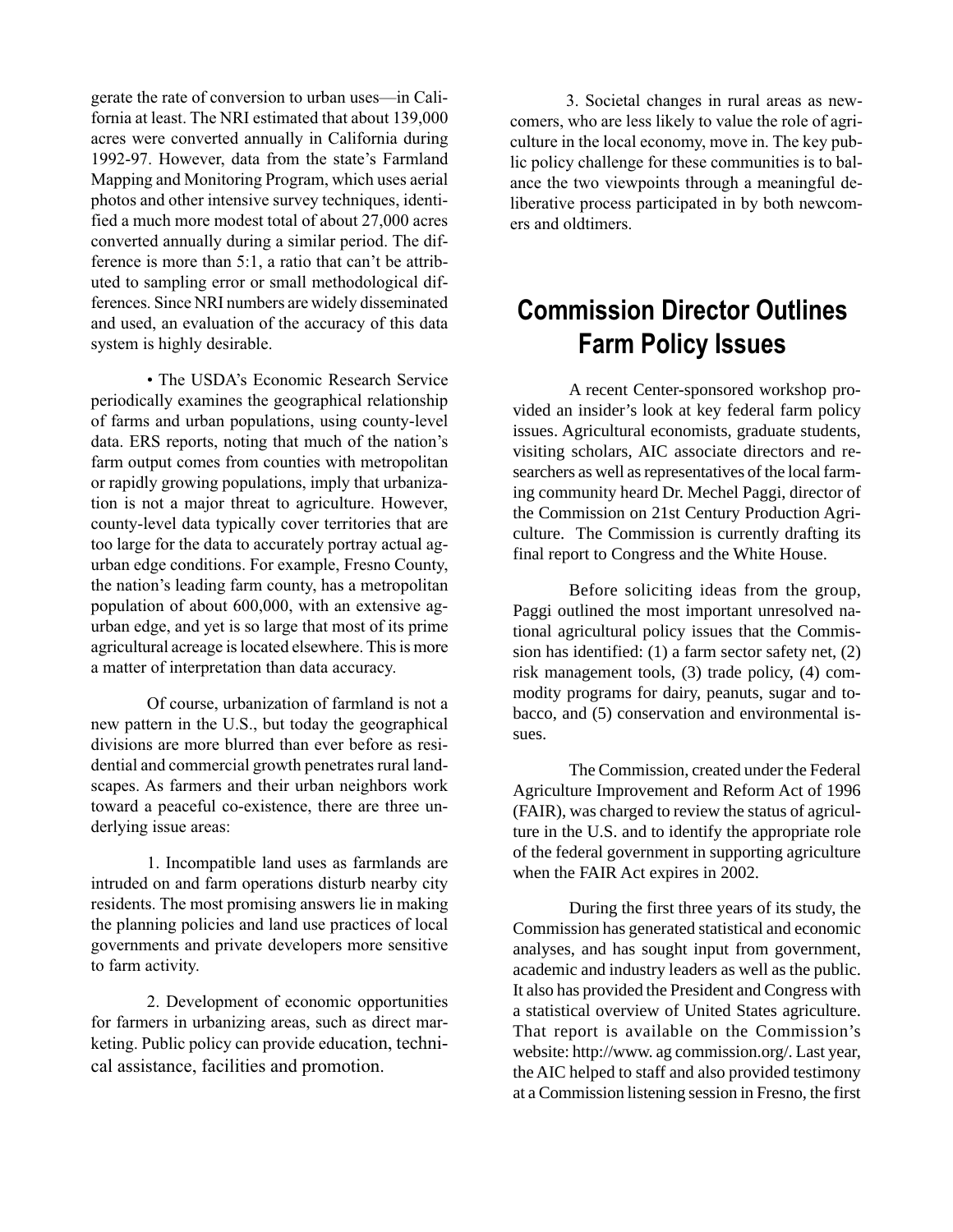gerate the rate of conversion to urban uses—in California at least. The NRI estimated that about 139,000 acres were converted annually in California during 1992-97. However, data from the state's Farmland Mapping and Monitoring Program, which uses aerial photos and other intensive survey techniques, identified a much more modest total of about 27,000 acres converted annually during a similar period. The difference is more than 5:1, a ratio that can't be attributed to sampling error or small methodological differences. Since NRI numbers are widely disseminated and used, an evaluation of the accuracy of this data system is highly desirable.

• The USDA's Economic Research Service periodically examines the geographical relationship of farms and urban populations, using county-level data. ERS reports, noting that much of the nation's farm output comes from counties with metropolitan or rapidly growing populations, imply that urbanization is not a major threat to agriculture. However, county-level data typically cover territories that are too large for the data to accurately portray actual ag-urban edge conditions. For example, Fresno County, the nation's leading farm county, has a metropolitan population of about 600,000, with an extensive ag-urban edge, and yet is so large that most of its prime agricultural acreage is located elsewhere. This is more a matter of interpretation than data accuracy.

Of course, urbanization of farmland is not a new pattern in the U.S., but today the geographical divisions are more blurred than ever before as residential and commercial growth penetrates rural landscapes. As farmers and their urban neighbors work toward a peaceful co-existence, there are three underlying issue areas:

1. Incompatible land uses as farmlands are intruded on and farm operations disturb nearby city residents. The most promising answers lie in making the planning policies and land use practices of local governments and private developers more sensitive to farm activity.

2. Development of economic opportunities for farmers in urbanizing areas, such as direct marketing. Public policy can provide education, technical assistance, facilities and promotion.

3. Societal changes in rural areas as newcomers, who are less likely to value the role of agriculture in the local economy, move in. The key public policy challenge for these communities is to balance the two viewpoints through a meaningful deliberative process participated in by both newcomers and oldtimers.

## Commission Director Outlines Farm Policy Issues

A recent Center-sponsored workshop provided an insider's look at key federal farm policy issues. Agricultural economists, graduate students, visiting scholars, AIC associate directors and researchers as well as representatives of the local farming community heard Dr. Mechel Paggi, director of the Commission on 21st Century Production Agriculture. The Commission is currently drafting its final report to Congress and the White House.

Before soliciting ideas from the group, Paggi outlined the most important unresolved national agricultural policy issues that the Commission has identified: (1) a farm sector safety net, (2) risk management tools, (3) trade policy, (4) commodity programs for dairy, peanuts, sugar and tobacco, and (5) conservation and environmental issues.

The Commission, created under the Federal Agriculture Improvement and Reform Act of 1996 (FAIR), was charged to review the status of agriculture in the U.S. and to identify the appropriate role of the federal government in supporting agriculture when the FAIR Act expires in 2002.

During the first three years of its study, the Commission has generated statistical and economic analyses, and has sought input from government, academic and industry leaders as well as the public. It also has provided the President and Congress with a statistical overview of United States agriculture. That report is available on the Commission's website: http://www. ag commission.org/. Last year, the AIC helped to staff and also provided testimony at a Commission listening session in Fresno, the first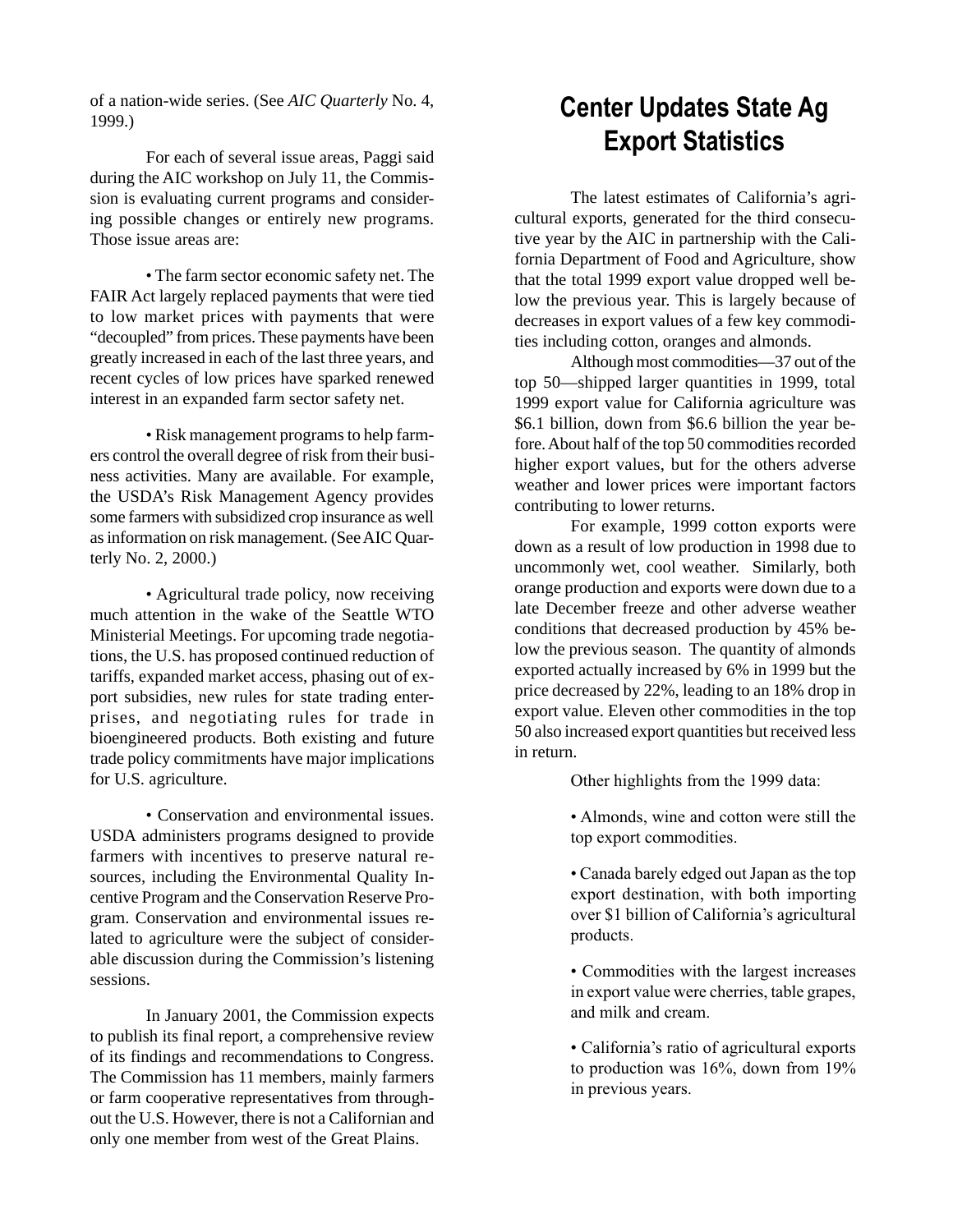of a nation-wide series. (See *AIC Quarterly* No. 4, 1999.)

For each of several issue areas, Paggi said during the AIC workshop on July 11, the Commission is evaluating current programs and considering possible changes or entirely new programs. Those issue areas are:

• The farm sector economic safety net. The FAIR Act largely replaced payments that were tied to low market prices with payments that were "decoupled" from prices. These payments have been greatly increased in each of the last three years, and recent cycles of low prices have sparked renewed interest in an expanded farm sector safety net.

• Risk management programs to help farmers control the overall degree of risk from their business activities. Many are available. For example, the USDA's Risk Management Agency provides some farmers with subsidized crop insurance as well as information on risk management. (See AIC Quarterly No. 2, 2000.)

• Agricultural trade policy, now receiving much attention in the wake of the Seattle WTO Ministerial Meetings. For upcoming trade negotiations, the U.S. has proposed continued reduction of tariffs, expanded market access, phasing out of export subsidies, new rules for state trading enterprises, and negotiating rules for trade in bioengineered products. Both existing and future trade policy commitments have major implications for U.S. agriculture.

• Conservation and environmental issues. USDA administers programs designed to provide farmers with incentives to preserve natural resources, including the Environmental Quality Incentive Program and the Conservation Reserve Program. Conservation and environmental issues related to agriculture were the subject of considerable discussion during the Commission's listening sessions.

In January 2001, the Commission expects to publish its final report, a comprehensive review of its findings and recommendations to Congress. The Commission has 11 members, mainly farmers or farm cooperative representatives from throughout the U.S. However, there is not a Californian and only one member from west of the Great Plains.

# Center Updates State Ag Export Statistics

The latest estimates of California's agricultural exports, generated for the third consecutive year by the AIC in partnership with the California Department of Food and Agriculture, show that the total 1999 export value dropped well below the previous year. This is largely because of decreases in export values of a few key commodities including cotton, oranges and almonds.

Although most commodities—37 out of the top 50—shipped larger quantities in 1999, total 1999 export value for California agriculture was \$6.1 billion, down from \$6.6 billion the year before. About half of the top 50 commodities recorded higher export values, but for the others adverse weather and lower prices were important factors contributing to lower returns.

For example, 1999 cotton exports were down as a result of low production in 1998 due to uncommonly wet, cool weather. Similarly, both orange production and exports were down due to a late December freeze and other adverse weather conditions that decreased production by 45% below the previous season. The quantity of almonds exported actually increased by 6% in 1999 but the price decreased by 22%, leading to an 18% drop in export value. Eleven other commodities in the top 50 also increased export quantities but received less in return.

Other highlights from the 1999 data:

- Almonds, wine and cotton were still the top export commodities.
- Canada barely edged out Japan as the top export destination, with both importing over \$1 billion of California's agricultural products.
- Commodities with the largest increases in export value were cherries, table grapes, and milk and cream.
- California's ratio of agricultural exports to production was 16%, down from 19% in previous years.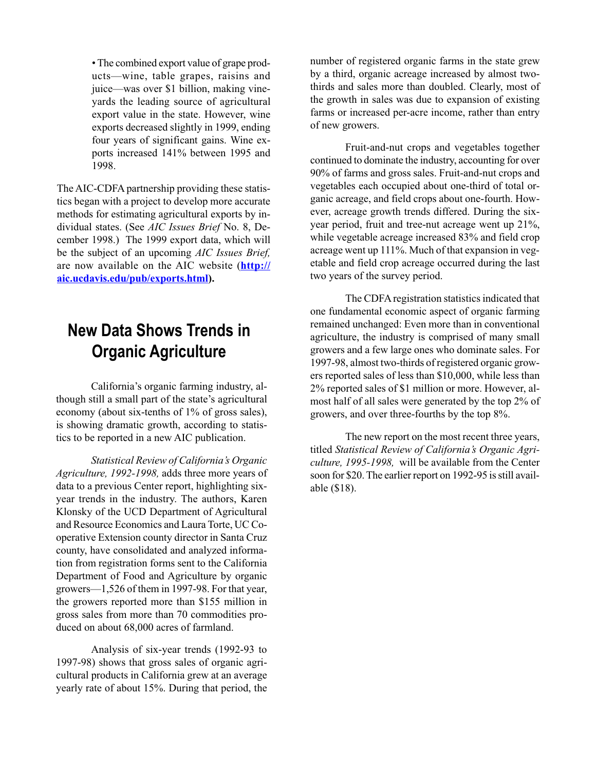- The combined export value of grape products—wine, table grapes, raisins and juice—was over $1 billion, making vineyards the leading source of agricultural export value in the state. However, wine exports decreased slightly in 1999, ending four years of significant gains. Wine exports increased 141% between 1995 and 1998.

The AIC-CDFA partnership providing these statistics began with a project to develop more accurate methods for estimating agricultural exports by individual states. (See *AIC Issues Brief* No. 8, December 1998.) The 1999 export data, which will be the subject of an upcoming *AIC Issues Brief,* are now available on the AIC website (**http://aic.ucdavis.edu/pub/exports.html**).

## New Data Shows Trends in Organic Agriculture

California's organic farming industry, although still a small part of the state's agricultural economy (about six-tenths of 1% of gross sales), is showing dramatic growth, according to statistics to be reported in a new AIC publication.

*Statistical Review of California's Organic Agriculture, 1992-1998,* adds three more years of data to a previous Center report, highlighting six-year trends in the industry. The authors, Karen Klonsky of the UCD Department of Agricultural and Resource Economics and Laura Torte, UC Cooperative Extension county director in Santa Cruz county, have consolidated and analyzed information from registration forms sent to the California Department of Food and Agriculture by organic growers—1,526 of them in 1997-98. For that year, the growers reported more than $155 million in gross sales from more than 70 commodities produced on about 68,000 acres of farmland.

Analysis of six-year trends (1992-93 to 1997-98) shows that gross sales of organic agricultural products in California grew at an average yearly rate of about 15%. During that period, the number of registered organic farms in the state grew by a third, organic acreage increased by almost two-thirds and sales more than doubled. Clearly, most of the growth in sales was due to expansion of existing farms or increased per-acre income, rather than entry of new growers.

Fruit-and-nut crops and vegetables together continued to dominate the industry, accounting for over 90% of farms and gross sales. Fruit-and-nut crops and vegetables each occupied about one-third of total organic acreage, and field crops about one-fourth. However, acreage growth trends differed. During the six-year period, fruit and tree-nut acreage went up 21%, while vegetable acreage increased 83% and field crop acreage went up 111%. Much of that expansion in vegetable and field crop acreage occurred during the last two years of the survey period.

The CDFA registration statistics indicated that one fundamental economic aspect of organic farming remained unchanged: Even more than in conventional agriculture, the industry is comprised of many small growers and a few large ones who dominate sales. For 1997-98, almost two-thirds of registered organic growers reported sales of less than $10,000, while less than 2% reported sales of $1 million or more. However, almost half of all sales were generated by the top 2% of growers, and over three-fourths by the top 8%.

The new report on the most recent three years, titled *Statistical Review of California's Organic Agriculture, 1995-1998,* will be available from the Center soon for $20. The earlier report on 1992-95 is still available ($18).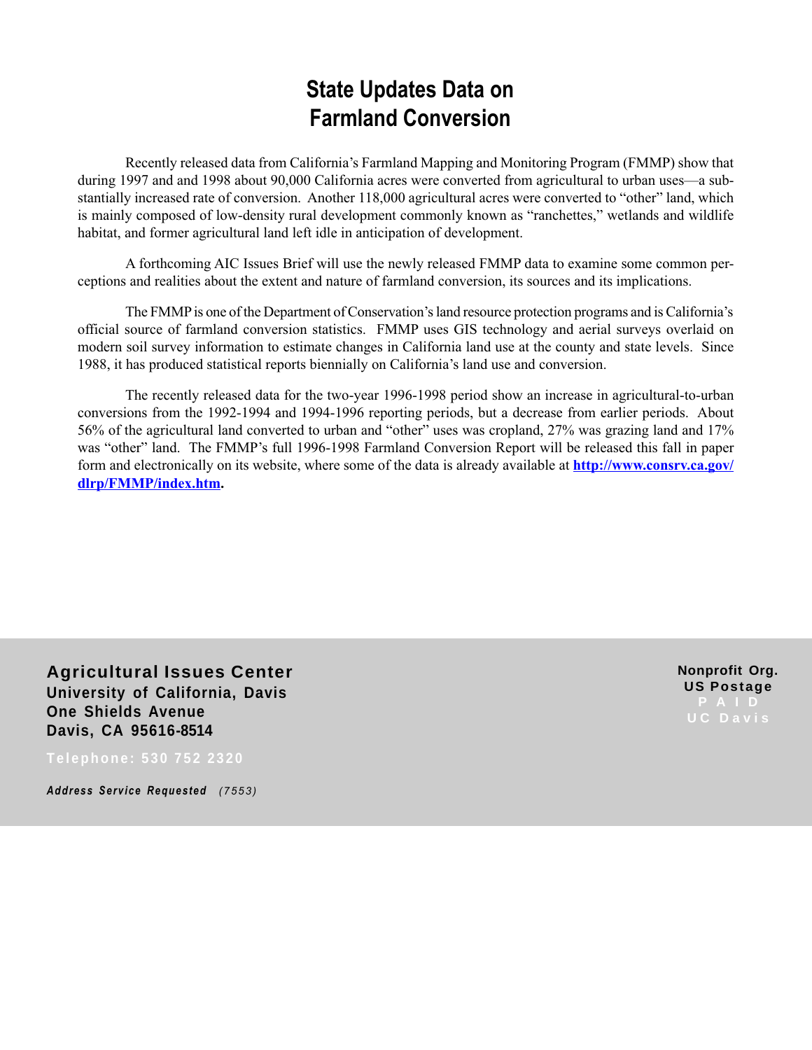# State Updates Data on Farmland Conversion

Recently released data from California's Farmland Mapping and Monitoring Program (FMMP) show that during 1997 and and 1998 about 90,000 California acres were converted from agricultural to urban uses—a substantially increased rate of conversion. Another 118,000 agricultural acres were converted to "other" land, which is mainly composed of low-density rural development commonly known as "ranchettes," wetlands and wildlife habitat, and former agricultural land left idle in anticipation of development.

A forthcoming AIC Issues Brief will use the newly released FMMP data to examine some common perceptions and realities about the extent and nature of farmland conversion, its sources and its implications.

The FMMP is one of the Department of Conservation's land resource protection programs and is California's official source of farmland conversion statistics. FMMP uses GIS technology and aerial surveys overlaid on modern soil survey information to estimate changes in California land use at the county and state levels. Since 1988, it has produced statistical reports biennially on California's land use and conversion.

The recently released data for the two-year 1996-1998 period show an increase in agricultural-to-urban conversions from the 1992-1994 and 1994-1996 reporting periods, but a decrease from earlier periods. About 56% of the agricultural land converted to urban and "other" uses was cropland, 27% was grazing land and 17% was "other" land. The FMMP's full 1996-1998 Farmland Conversion Report will be released this fall in paper form and electronically on its website, where some of the data is already available at **http://www.consrv.ca.gov/dlrp/FMMP/index.htm.**

**Agricultural Issues Center**
**University of California, Davis**
**One Shields Avenue**
**Davis, CA 95616-8514**

**Telephone: 530 752 2320**

***Address Service Requested*** *(7553)*

**Nonprofit Org.**
**US Postage**
**P A I D**
**UC Davis**